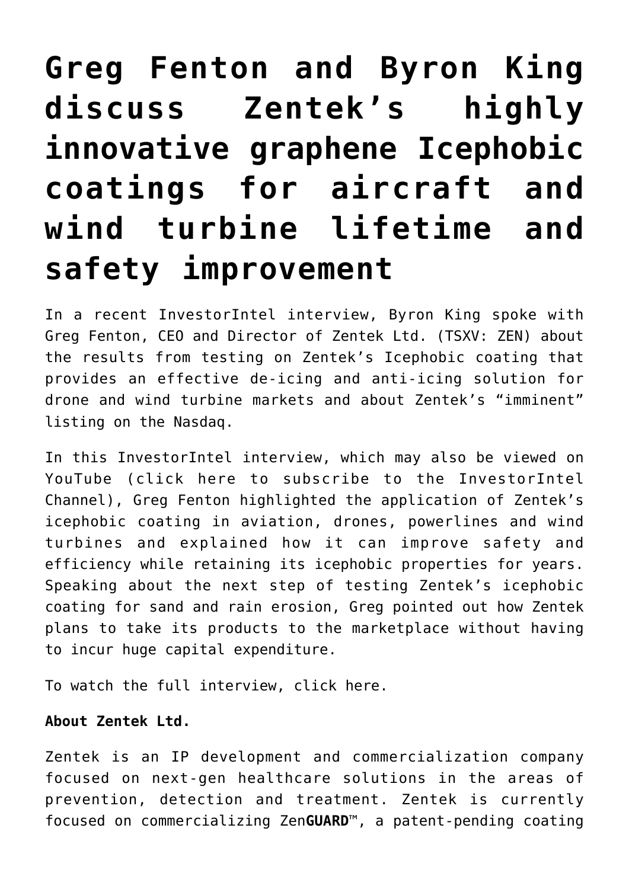# Greg Fenton and Byron King discuss Zentek's highly innovative graphene Icephobic coatings for aircraft and wind turbine lifetime and safety improvement

In a recent InvestorIntel interview, Byron King spoke with Greg Fenton, CEO and Director of Zentek Ltd. (TSXV: ZEN) about the results from testing on Zentek's Icephobic coating that provides an effective de-icing and anti-icing solution for drone and wind turbine markets and about Zentek's "imminent" listing on the Nasdaq.

In this InvestorIntel interview, which may also be viewed on YouTube (click here to subscribe to the InvestorIntel Channel), Greg Fenton highlighted the application of Zentek's icephobic coating in aviation, drones, powerlines and wind turbines and explained how it can improve safety and efficiency while retaining its icephobic properties for years. Speaking about the next step of testing Zentek's icephobic coating for sand and rain erosion, Greg pointed out how Zentek plans to take its products to the marketplace without having to incur huge capital expenditure.

To watch the full interview, click here.

**About Zentek Ltd.**

Zentek is an IP development and commercialization company focused on next-gen healthcare solutions in the areas of prevention, detection and treatment. Zentek is currently focused on commercializing Zen**GUARD**™, a patent-pending coating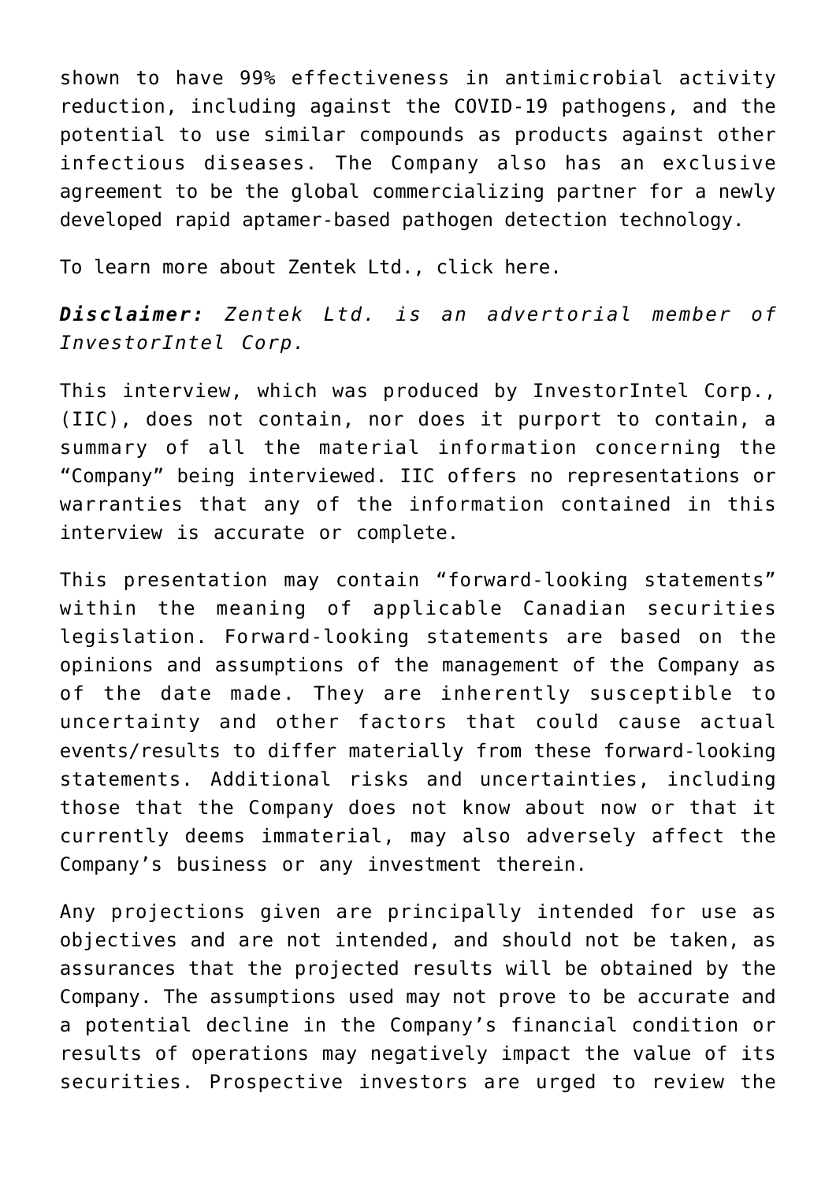shown to have 99% effectiveness in antimicrobial activity reduction, including against the COVID-19 pathogens, and the potential to use similar compounds as products against other infectious diseases. The Company also has an exclusive agreement to be the global commercializing partner for a newly developed rapid aptamer-based pathogen detection technology.

To learn more about Zentek Ltd., click here.

***Disclaimer:*** *Zentek Ltd. is an advertorial member of InvestorIntel Corp.*

This interview, which was produced by InvestorIntel Corp., (IIC), does not contain, nor does it purport to contain, a summary of all the material information concerning the "Company" being interviewed. IIC offers no representations or warranties that any of the information contained in this interview is accurate or complete.

This presentation may contain "forward-looking statements" within the meaning of applicable Canadian securities legislation. Forward-looking statements are based on the opinions and assumptions of the management of the Company as of the date made. They are inherently susceptible to uncertainty and other factors that could cause actual events/results to differ materially from these forward-looking statements. Additional risks and uncertainties, including those that the Company does not know about now or that it currently deems immaterial, may also adversely affect the Company's business or any investment therein.

Any projections given are principally intended for use as objectives and are not intended, and should not be taken, as assurances that the projected results will be obtained by the Company. The assumptions used may not prove to be accurate and a potential decline in the Company's financial condition or results of operations may negatively impact the value of its securities. Prospective investors are urged to review the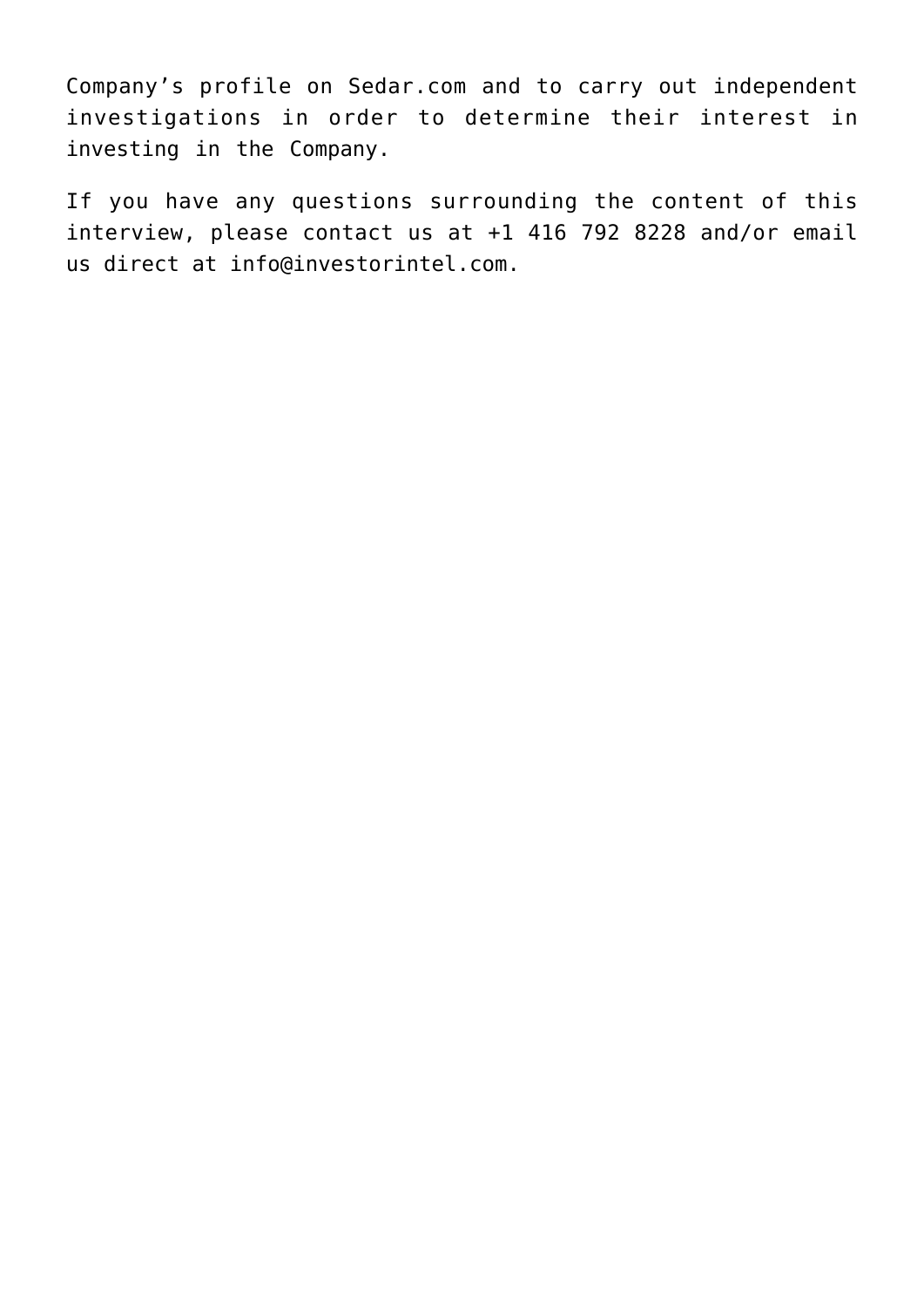Company's profile on Sedar.com and to carry out independent investigations in order to determine their interest in investing in the Company.

If you have any questions surrounding the content of this interview, please contact us at +1 416 792 8228 and/or email us direct at info@investorintel.com.